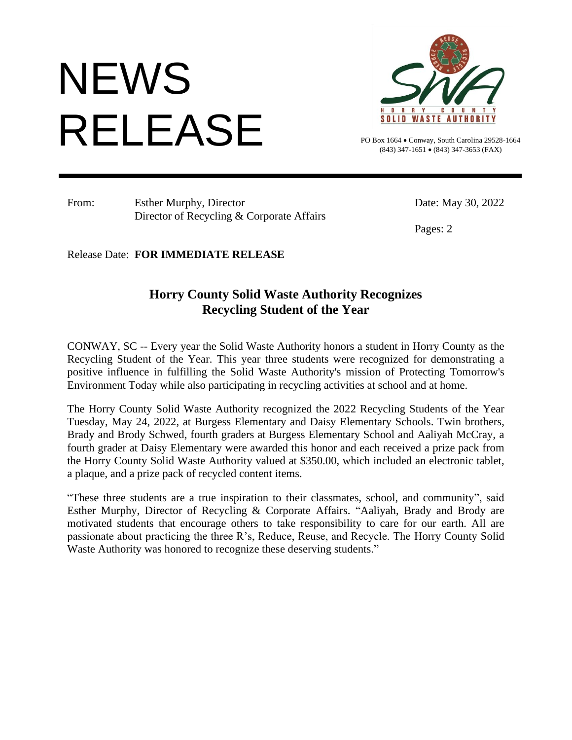# NEWS RELEASE

HORRY COUNTY SOLID WASTE AUTHORITY

PO Box 1664 • Conway, South Carolina 29528-1664
(843) 347-1651 • (843) 347-3653 (FAX)

---

From: Esther Murphy, Director
Director of Recycling & Corporate Affairs

Date: May 30, 2022

Pages: 2

Release Date: **FOR IMMEDIATE RELEASE**

## Horry County Solid Waste Authority Recognizes Recycling Student of the Year

CONWAY, SC -- Every year the Solid Waste Authority honors a student in Horry County as the Recycling Student of the Year. This year three students were recognized for demonstrating a positive influence in fulfilling the Solid Waste Authority's mission of Protecting Tomorrow's Environment Today while also participating in recycling activities at school and at home.

The Horry County Solid Waste Authority recognized the 2022 Recycling Students of the Year Tuesday, May 24, 2022, at Burgess Elementary and Daisy Elementary Schools. Twin brothers, Brady and Brody Schwed, fourth graders at Burgess Elementary School and Aaliyah McCray, a fourth grader at Daisy Elementary were awarded this honor and each received a prize pack from the Horry County Solid Waste Authority valued at $350.00, which included an electronic tablet, a plaque, and a prize pack of recycled content items.

"These three students are a true inspiration to their classmates, school, and community", said Esther Murphy, Director of Recycling & Corporate Affairs. "Aaliyah, Brady and Brody are motivated students that encourage others to take responsibility to care for our earth. All are passionate about practicing the three R's, Reduce, Reuse, and Recycle. The Horry County Solid Waste Authority was honored to recognize these deserving students."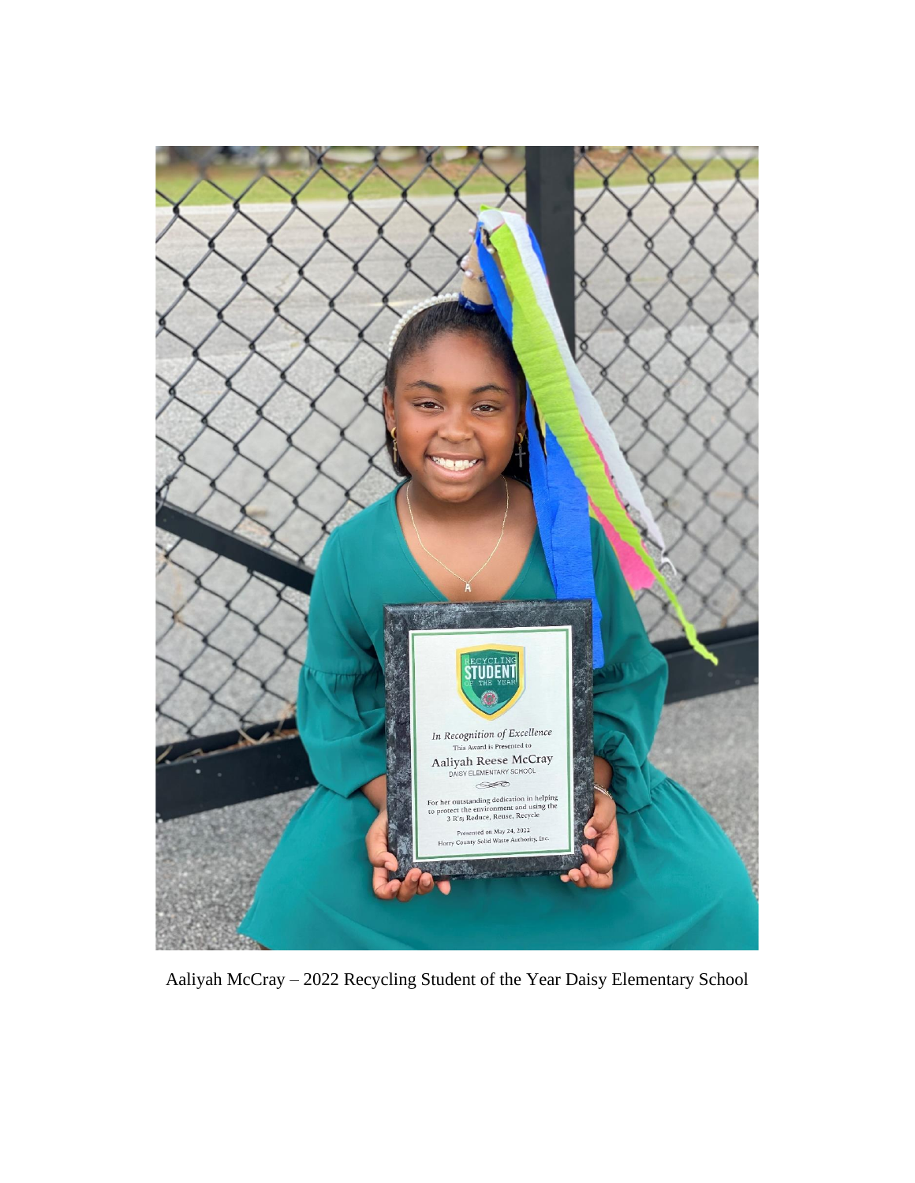Aaliyah McCray – 2022 Recycling Student of the Year Daisy Elementary School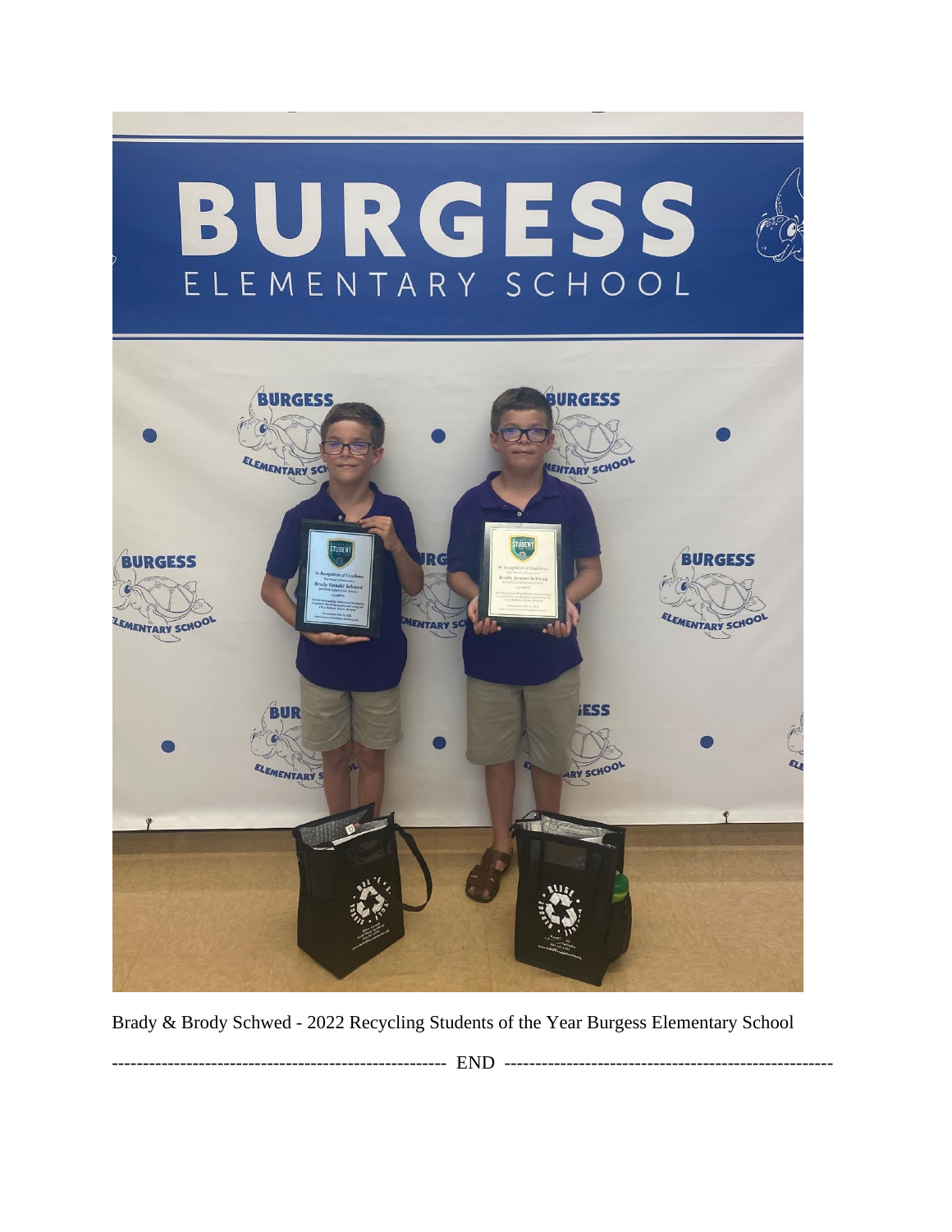Brady & Brody Schwed - 2022 Recycling Students of the Year Burgess Elementary School

------------------------------------------------------ END ------------------------------------------------------